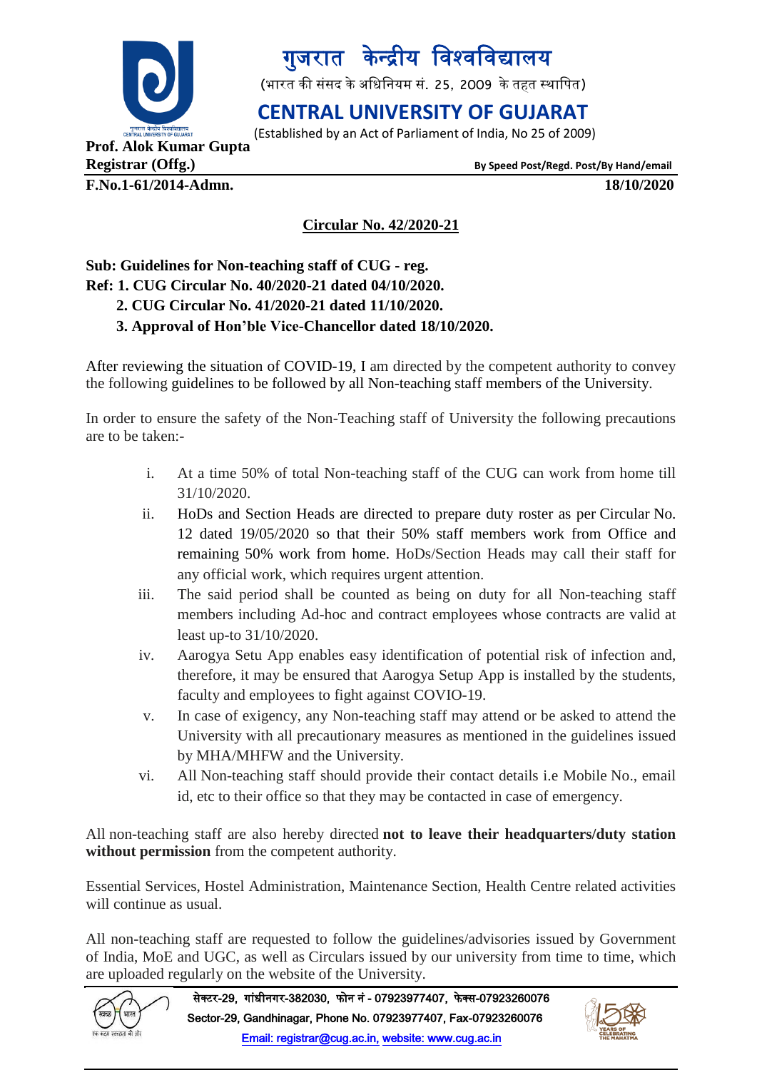# गुजरात केन्द्रीय विश्वविद्यालय

(भारत की संसद के अधिनियम सं. 25, 2009 के तहत स्थापित)

# CENTRAL UNIVERSITY OF GUJARAT

(Established by an Act of Parliament of India, No 25 of 2009)

**Prof. Alok Kumar Gupta**
**Registrar (Offg.)** **By Speed Post/Regd. Post/By Hand/email**

**F.No.1-61/2014-Admn.** **18/10/2020**

**Circular No. 42/2020-21**

**Sub: Guidelines for Non-teaching staff of CUG - reg.**
**Ref: 1. CUG Circular No. 40/2020-21 dated 04/10/2020.**
**2. CUG Circular No. 41/2020-21 dated 11/10/2020.**
**3. Approval of Hon'ble Vice-Chancellor dated 18/10/2020.**

After reviewing the situation of COVID-19, I am directed by the competent authority to convey the following guidelines to be followed by all Non-teaching staff members of the University.

In order to ensure the safety of the Non-Teaching staff of University the following precautions are to be taken:-

i. At a time 50% of total Non-teaching staff of the CUG can work from home till 31/10/2020.
ii. HoDs and Section Heads are directed to prepare duty roster as per Circular No. 12 dated 19/05/2020 so that their 50% staff members work from Office and remaining 50% work from home. HoDs/Section Heads may call their staff for any official work, which requires urgent attention.
iii. The said period shall be counted as being on duty for all Non-teaching staff members including Ad-hoc and contract employees whose contracts are valid at least up-to 31/10/2020.
iv. Aarogya Setu App enables easy identification of potential risk of infection and, therefore, it may be ensured that Aarogya Setup App is installed by the students, faculty and employees to fight against COVIO-19.
v. In case of exigency, any Non-teaching staff may attend or be asked to attend the University with all precautionary measures as mentioned in the guidelines issued by MHA/MHFW and the University.
vi. All Non-teaching staff should provide their contact details i.e Mobile No., email id, etc to their office so that they may be contacted in case of emergency.

All non-teaching staff are also hereby directed **not to leave their headquarters/duty station without permission** from the competent authority.

Essential Services, Hostel Administration, Maintenance Section, Health Centre related activities will continue as usual.

All non-teaching staff are requested to follow the guidelines/advisories issued by Government of India, MoE and UGC, as well as Circulars issued by our university from time to time, which are uploaded regularly on the website of the University.

सेक्टर-29, गांधीनगर-382030, फोन नं - 07923977407, फेक्स-07923260076
Sector-29, Gandhinagar, Phone No. 07923977407, Fax-07923260076
Email: registrar@cug.ac.in, website: www.cug.ac.in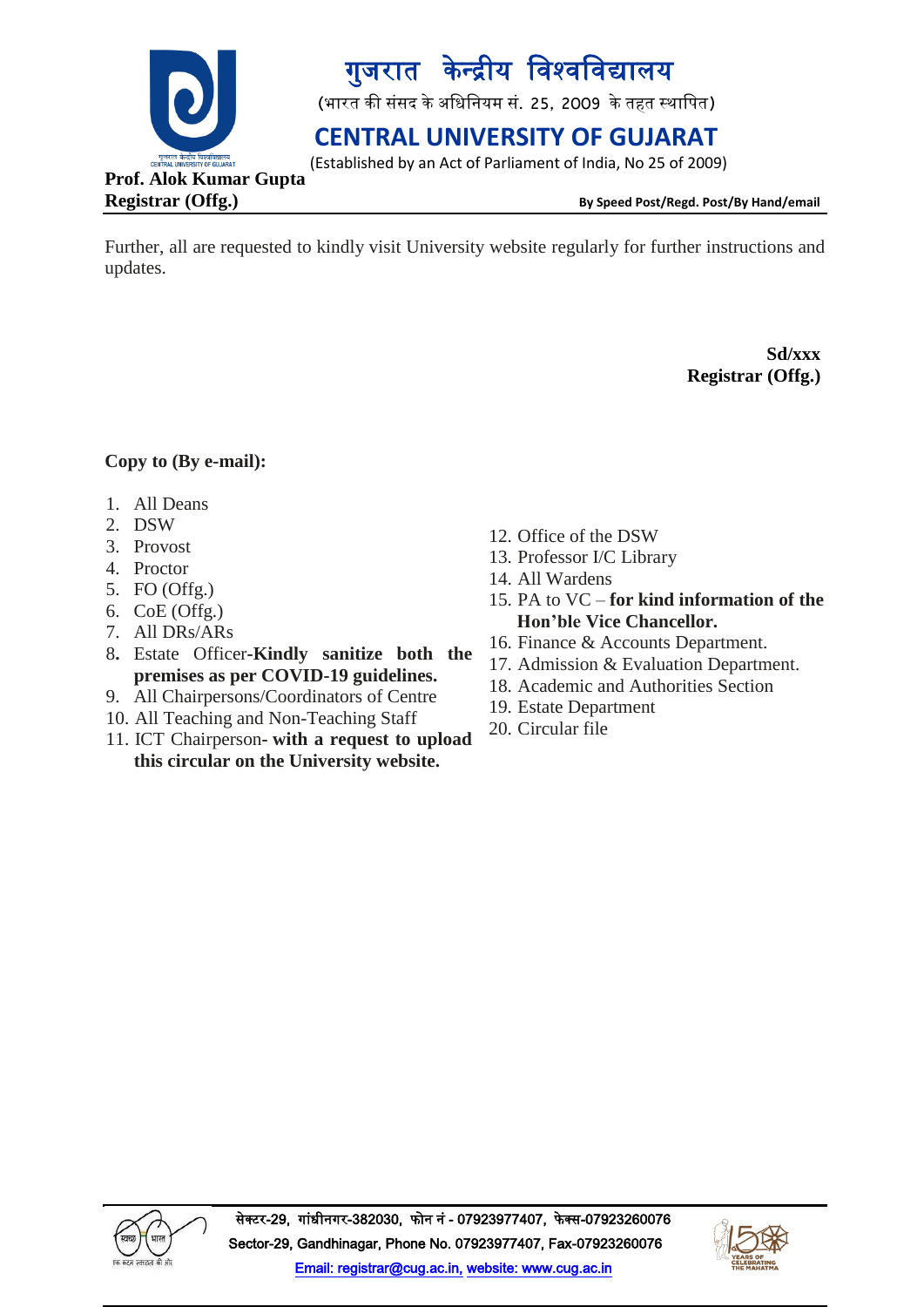Further, all are requested to kindly visit University website regularly for further instructions and updates.

**Sd/xxx**
**Registrar (Offg.)**

**Copy to (By e-mail):**

1. All Deans
2. DSW
3. Provost
4. Proctor
5. FO (Offg.)
6. CoE (Offg.)
7. All DRs/ARs
8. Estate Officer-**Kindly sanitize both the premises as per COVID-19 guidelines.**
9. All Chairpersons/Coordinators of Centre
10. All Teaching and Non-Teaching Staff
11. ICT Chairperson- **with a request to upload this circular on the University website.**
12. Office of the DSW
13. Professor I/C Library
14. All Wardens
15. PA to VC – **for kind information of the Hon'ble Vice Chancellor.**
16. Finance & Accounts Department.
17. Admission & Evaluation Department.
18. Academic and Authorities Section
19. Estate Department
20. Circular file